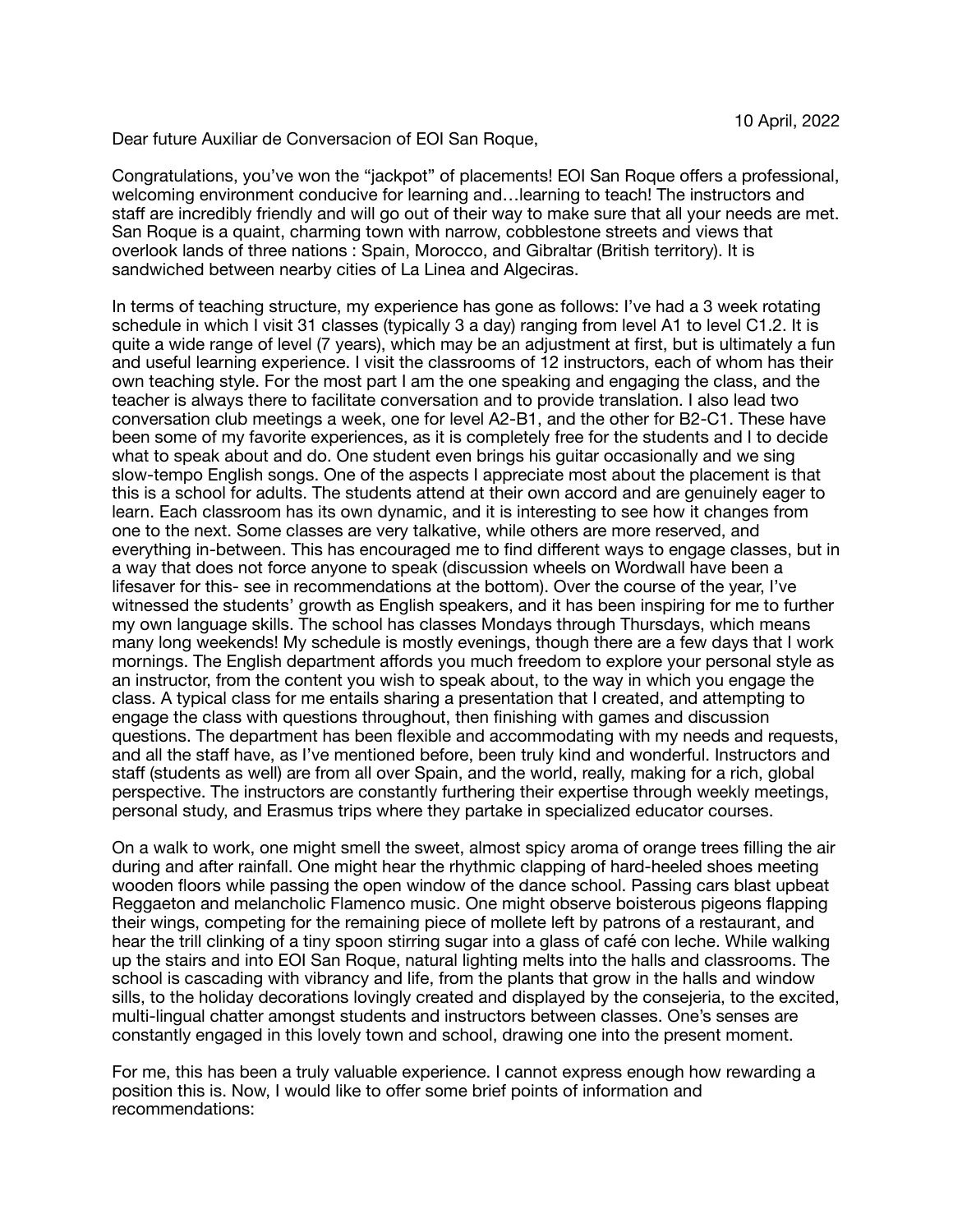10 April, 2022

Dear future Auxiliar de Conversacion of EOI San Roque,

Congratulations, you've won the "jackpot" of placements! EOI San Roque offers a professional, welcoming environment conducive for learning and…learning to teach! The instructors and staff are incredibly friendly and will go out of their way to make sure that all your needs are met. San Roque is a quaint, charming town with narrow, cobblestone streets and views that overlook lands of three nations : Spain, Morocco, and Gibraltar (British territory). It is sandwiched between nearby cities of La Linea and Algeciras.

In terms of teaching structure, my experience has gone as follows: I've had a 3 week rotating schedule in which I visit 31 classes (typically 3 a day) ranging from level A1 to level C1.2. It is quite a wide range of level (7 years), which may be an adjustment at first, but is ultimately a fun and useful learning experience. I visit the classrooms of 12 instructors, each of whom has their own teaching style. For the most part I am the one speaking and engaging the class, and the teacher is always there to facilitate conversation and to provide translation. I also lead two conversation club meetings a week, one for level A2-B1, and the other for B2-C1. These have been some of my favorite experiences, as it is completely free for the students and I to decide what to speak about and do. One student even brings his guitar occasionally and we sing slow-tempo English songs. One of the aspects I appreciate most about the placement is that this is a school for adults. The students attend at their own accord and are genuinely eager to learn. Each classroom has its own dynamic, and it is interesting to see how it changes from one to the next. Some classes are very talkative, while others are more reserved, and everything in-between. This has encouraged me to find different ways to engage classes, but in a way that does not force anyone to speak (discussion wheels on Wordwall have been a lifesaver for this- see in recommendations at the bottom). Over the course of the year, I've witnessed the students' growth as English speakers, and it has been inspiring for me to further my own language skills. The school has classes Mondays through Thursdays, which means many long weekends! My schedule is mostly evenings, though there are a few days that I work mornings. The English department affords you much freedom to explore your personal style as an instructor, from the content you wish to speak about, to the way in which you engage the class. A typical class for me entails sharing a presentation that I created, and attempting to engage the class with questions throughout, then finishing with games and discussion questions. The department has been flexible and accommodating with my needs and requests, and all the staff have, as I've mentioned before, been truly kind and wonderful. Instructors and staff (students as well) are from all over Spain, and the world, really, making for a rich, global perspective. The instructors are constantly furthering their expertise through weekly meetings, personal study, and Erasmus trips where they partake in specialized educator courses.

On a walk to work, one might smell the sweet, almost spicy aroma of orange trees filling the air during and after rainfall. One might hear the rhythmic clapping of hard-heeled shoes meeting wooden floors while passing the open window of the dance school. Passing cars blast upbeat Reggaeton and melancholic Flamenco music. One might observe boisterous pigeons flapping their wings, competing for the remaining piece of mollete left by patrons of a restaurant, and hear the trill clinking of a tiny spoon stirring sugar into a glass of café con leche. While walking up the stairs and into EOI San Roque, natural lighting melts into the halls and classrooms. The school is cascading with vibrancy and life, from the plants that grow in the halls and window sills, to the holiday decorations lovingly created and displayed by the consejeria, to the excited, multi-lingual chatter amongst students and instructors between classes. One's senses are constantly engaged in this lovely town and school, drawing one into the present moment.

For me, this has been a truly valuable experience. I cannot express enough how rewarding a position this is. Now, I would like to offer some brief points of information and recommendations: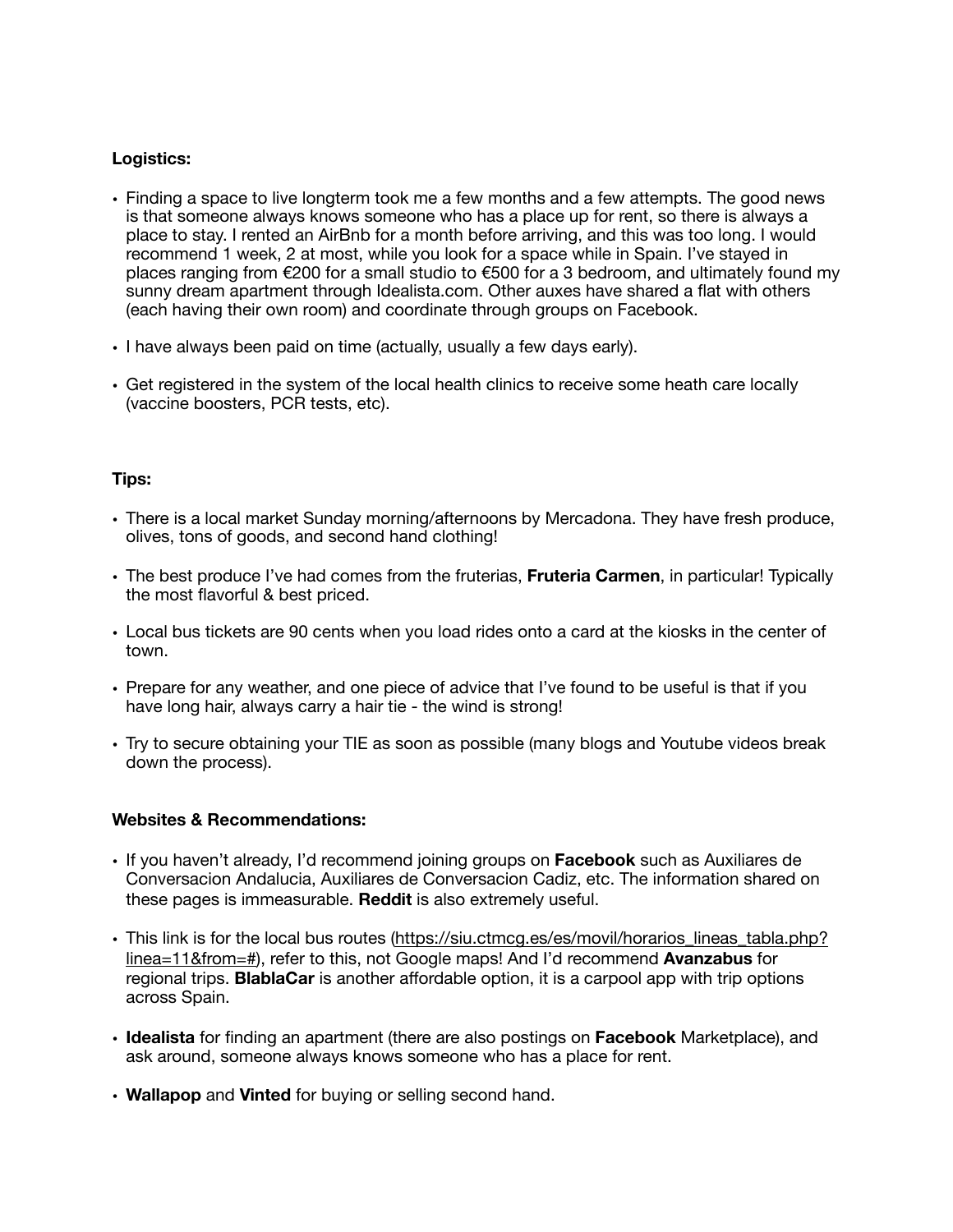**Logistics:**

- Finding a space to live longterm took me a few months and a few attempts. The good news is that someone always knows someone who has a place up for rent, so there is always a place to stay. I rented an AirBnb for a month before arriving, and this was too long. I would recommend 1 week, 2 at most, while you look for a space while in Spain. I've stayed in places ranging from €200 for a small studio to €500 for a 3 bedroom, and ultimately found my sunny dream apartment through Idealista.com. Other auxes have shared a flat with others (each having their own room) and coordinate through groups on Facebook.
- I have always been paid on time (actually, usually a few days early).
- Get registered in the system of the local health clinics to receive some heath care locally (vaccine boosters, PCR tests, etc).

**Tips:**

- There is a local market Sunday morning/afternoons by Mercadona. They have fresh produce, olives, tons of goods, and second hand clothing!
- The best produce I've had comes from the fruterias, **Fruteria Carmen**, in particular! Typically the most flavorful & best priced.
- Local bus tickets are 90 cents when you load rides onto a card at the kiosks in the center of town.
- Prepare for any weather, and one piece of advice that I've found to be useful is that if you have long hair, always carry a hair tie - the wind is strong!
- Try to secure obtaining your TIE as soon as possible (many blogs and Youtube videos break down the process).

**Websites & Recommendations:**

- If you haven't already, I'd recommend joining groups on **Facebook** such as Auxiliares de Conversacion Andalucia, Auxiliares de Conversacion Cadiz, etc. The information shared on these pages is immeasurable. **Reddit** is also extremely useful.
- This link is for the local bus routes (https://siu.ctmcg.es/es/movil/horarios_lineas_tabla.php?linea=11&from=#), refer to this, not Google maps! And I'd recommend **Avanzabus** for regional trips. **BlablaCar** is another affordable option, it is a carpool app with trip options across Spain.
- **Idealista** for finding an apartment (there are also postings on **Facebook** Marketplace), and ask around, someone always knows someone who has a place for rent.
- **Wallapop** and **Vinted** for buying or selling second hand.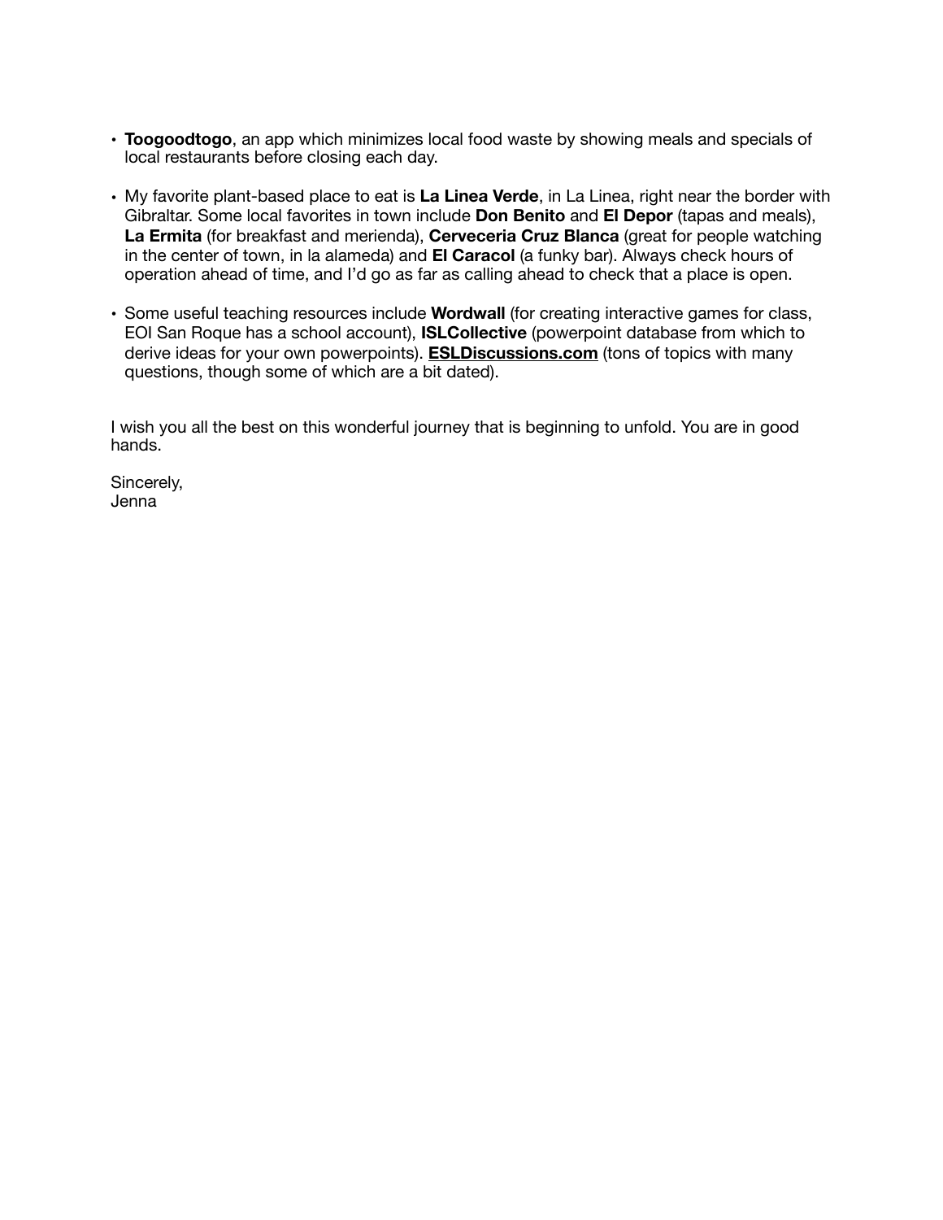- **Toogoodtogo**, an app which minimizes local food waste by showing meals and specials of local restaurants before closing each day.

- My favorite plant-based place to eat is **La Linea Verde**, in La Linea, right near the border with Gibraltar. Some local favorites in town include **Don Benito** and **El Depor** (tapas and meals), **La Ermita** (for breakfast and merienda), **Cerveceria Cruz Blanca** (great for people watching in the center of town, in la alameda) and **El Caracol** (a funky bar). Always check hours of operation ahead of time, and I'd go as far as calling ahead to check that a place is open.

- Some useful teaching resources include **Wordwall** (for creating interactive games for class, EOI San Roque has a school account), **ISLCollective** (powerpoint database from which to derive ideas for your own powerpoints). **ESLDiscussions.com** (tons of topics with many questions, though some of which are a bit dated).

I wish you all the best on this wonderful journey that is beginning to unfold. You are in good hands.

Sincerely,
Jenna